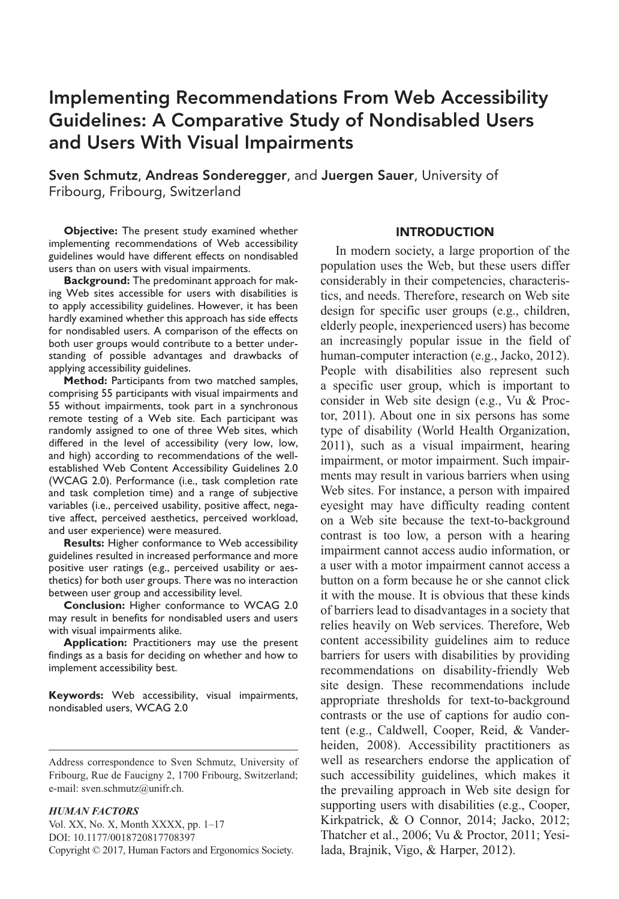# Implementing Recommendations From Web Accessibility Guidelines: A Comparative Study of Nondisabled Users and Users With Visual Impairments

**Sven Schmutz**, **Andreas Sonderegger**, and **Juergen Sauer**, University of Fribourg, Fribourg, Switzerland

**Objective:** The present study examined whether implementing recommendations of Web accessibility guidelines would have different effects on nondisabled users than on users with visual impairments.

**Background:** The predominant approach for making Web sites accessible for users with disabilities is to apply accessibility guidelines. However, it has been hardly examined whether this approach has side effects for nondisabled users. A comparison of the effects on both user groups would contribute to a better understanding of possible advantages and drawbacks of applying accessibility guidelines.

**Method:** Participants from two matched samples, comprising 55 participants with visual impairments and 55 without impairments, took part in a synchronous remote testing of a Web site. Each participant was randomly assigned to one of three Web sites, which differed in the level of accessibility (very low, low, and high) according to recommendations of the well-established Web Content Accessibility Guidelines 2.0 (WCAG 2.0). Performance (i.e., task completion rate and task completion time) and a range of subjective variables (i.e., perceived usability, positive affect, negative affect, perceived aesthetics, perceived workload, and user experience) were measured.

**Results:** Higher conformance to Web accessibility guidelines resulted in increased performance and more positive user ratings (e.g., perceived usability or aesthetics) for both user groups. There was no interaction between user group and accessibility level.

**Conclusion:** Higher conformance to WCAG 2.0 may result in benefits for nondisabled users and users with visual impairments alike.

**Application:** Practitioners may use the present findings as a basis for deciding on whether and how to implement accessibility best.

**Keywords:** Web accessibility, visual impairments, nondisabled users, WCAG 2.0

Address correspondence to Sven Schmutz, University of Fribourg, Rue de Faucigny 2, 1700 Fribourg, Switzerland; e-mail: sven.schmutz@unifr.ch.

*HUMAN FACTORS*
Vol. XX, No. X, Month XXXX, pp. 1–17
DOI: 10.1177/0018720817708397
Copyright © 2017, Human Factors and Ergonomics Society.

## INTRODUCTION

In modern society, a large proportion of the population uses the Web, but these users differ considerably in their competencies, characteristics, and needs. Therefore, research on Web site design for specific user groups (e.g., children, elderly people, inexperienced users) has become an increasingly popular issue in the field of human-computer interaction (e.g., Jacko, 2012). People with disabilities also represent such a specific user group, which is important to consider in Web site design (e.g., Vu & Proctor, 2011). About one in six persons has some type of disability (World Health Organization, 2011), such as a visual impairment, hearing impairment, or motor impairment. Such impairments may result in various barriers when using Web sites. For instance, a person with impaired eyesight may have difficulty reading content on a Web site because the text-to-background contrast is too low, a person with a hearing impairment cannot access audio information, or a user with a motor impairment cannot access a button on a form because he or she cannot click it with the mouse. It is obvious that these kinds of barriers lead to disadvantages in a society that relies heavily on Web services. Therefore, Web content accessibility guidelines aim to reduce barriers for users with disabilities by providing recommendations on disability-friendly Web site design. These recommendations include appropriate thresholds for text-to-background contrasts or the use of captions for audio content (e.g., Caldwell, Cooper, Reid, & Vanderheiden, 2008). Accessibility practitioners as well as researchers endorse the application of such accessibility guidelines, which makes it the prevailing approach in Web site design for supporting users with disabilities (e.g., Cooper, Kirkpatrick, & O Connor, 2014; Jacko, 2012; Thatcher et al., 2006; Vu & Proctor, 2011; Yesilada, Brajnik, Vigo, & Harper, 2012).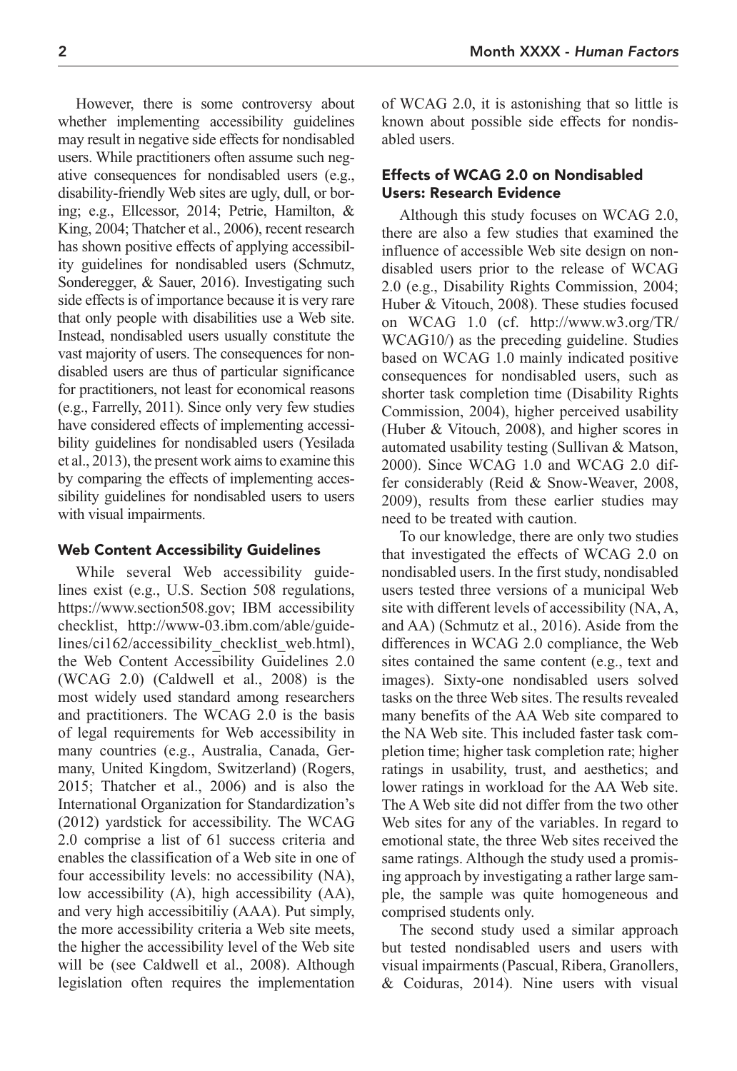However, there is some controversy about whether implementing accessibility guidelines may result in negative side effects for nondisabled users. While practitioners often assume such negative consequences for nondisabled users (e.g., disability-friendly Web sites are ugly, dull, or boring; e.g., Ellcessor, 2014; Petrie, Hamilton, & King, 2004; Thatcher et al., 2006), recent research has shown positive effects of applying accessibility guidelines for nondisabled users (Schmutz, Sonderegger, & Sauer, 2016). Investigating such side effects is of importance because it is very rare that only people with disabilities use a Web site. Instead, nondisabled users usually constitute the vast majority of users. The consequences for nondisabled users are thus of particular significance for practitioners, not least for economical reasons (e.g., Farrelly, 2011). Since only very few studies have considered effects of implementing accessibility guidelines for nondisabled users (Yesilada et al., 2013), the present work aims to examine this by comparing the effects of implementing accessibility guidelines for nondisabled users to users with visual impairments.

### Web Content Accessibility Guidelines

While several Web accessibility guidelines exist (e.g., U.S. Section 508 regulations, https://www.section508.gov; IBM accessibility checklist, http://www-03.ibm.com/able/guidelines/ci162/accessibility_checklist_web.html), the Web Content Accessibility Guidelines 2.0 (WCAG 2.0) (Caldwell et al., 2008) is the most widely used standard among researchers and practitioners. The WCAG 2.0 is the basis of legal requirements for Web accessibility in many countries (e.g., Australia, Canada, Germany, United Kingdom, Switzerland) (Rogers, 2015; Thatcher et al., 2006) and is also the International Organization for Standardization's (2012) yardstick for accessibility. The WCAG 2.0 comprise a list of 61 success criteria and enables the classification of a Web site in one of four accessibility levels: no accessibility (NA), low accessibility (A), high accessibility (AA), and very high accessibitiliy (AAA). Put simply, the more accessibility criteria a Web site meets, the higher the accessibility level of the Web site will be (see Caldwell et al., 2008). Although legislation often requires the implementation of WCAG 2.0, it is astonishing that so little is known about possible side effects for nondisabled users.

### Effects of WCAG 2.0 on Nondisabled Users: Research Evidence

Although this study focuses on WCAG 2.0, there are also a few studies that examined the influence of accessible Web site design on nondisabled users prior to the release of WCAG 2.0 (e.g., Disability Rights Commission, 2004; Huber & Vitouch, 2008). These studies focused on WCAG 1.0 (cf. http://www.w3.org/TR/WCAG10/) as the preceding guideline. Studies based on WCAG 1.0 mainly indicated positive consequences for nondisabled users, such as shorter task completion time (Disability Rights Commission, 2004), higher perceived usability (Huber & Vitouch, 2008), and higher scores in automated usability testing (Sullivan & Matson, 2000). Since WCAG 1.0 and WCAG 2.0 differ considerably (Reid & Snow-Weaver, 2008, 2009), results from these earlier studies may need to be treated with caution.

To our knowledge, there are only two studies that investigated the effects of WCAG 2.0 on nondisabled users. In the first study, nondisabled users tested three versions of a municipal Web site with different levels of accessibility (NA, A, and AA) (Schmutz et al., 2016). Aside from the differences in WCAG 2.0 compliance, the Web sites contained the same content (e.g., text and images). Sixty-one nondisabled users solved tasks on the three Web sites. The results revealed many benefits of the AA Web site compared to the NA Web site. This included faster task completion time; higher task completion rate; higher ratings in usability, trust, and aesthetics; and lower ratings in workload for the AA Web site. The A Web site did not differ from the two other Web sites for any of the variables. In regard to emotional state, the three Web sites received the same ratings. Although the study used a promising approach by investigating a rather large sample, the sample was quite homogeneous and comprised students only.

The second study used a similar approach but tested nondisabled users and users with visual impairments (Pascual, Ribera, Granollers, & Coiduras, 2014). Nine users with visual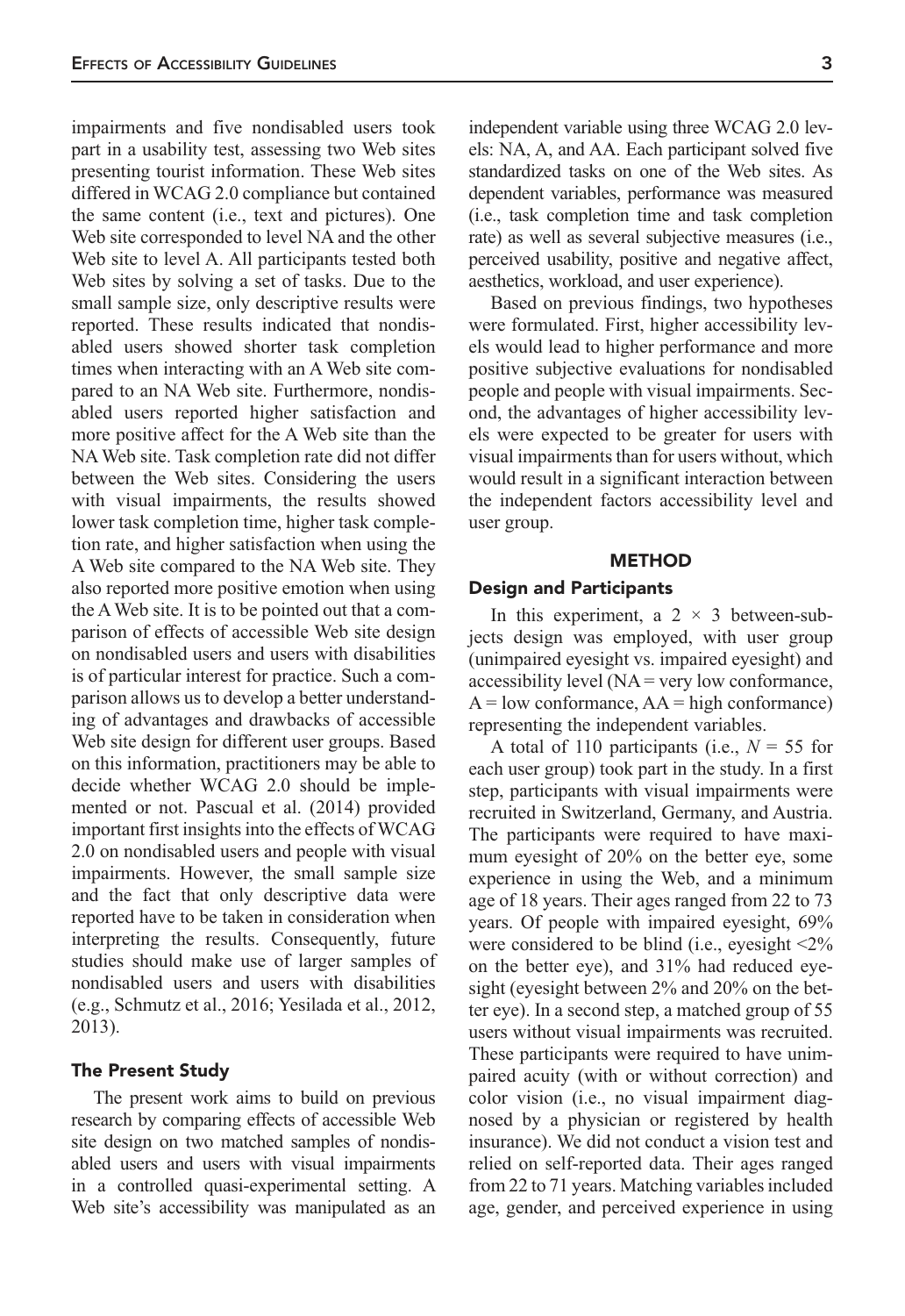impairments and five nondisabled users took part in a usability test, assessing two Web sites presenting tourist information. These Web sites differed in WCAG 2.0 compliance but contained the same content (i.e., text and pictures). One Web site corresponded to level NA and the other Web site to level A. All participants tested both Web sites by solving a set of tasks. Due to the small sample size, only descriptive results were reported. These results indicated that nondisabled users showed shorter task completion times when interacting with an A Web site compared to an NA Web site. Furthermore, nondisabled users reported higher satisfaction and more positive affect for the A Web site than the NA Web site. Task completion rate did not differ between the Web sites. Considering the users with visual impairments, the results showed lower task completion time, higher task completion rate, and higher satisfaction when using the A Web site compared to the NA Web site. They also reported more positive emotion when using the A Web site. It is to be pointed out that a comparison of effects of accessible Web site design on nondisabled users and users with disabilities is of particular interest for practice. Such a comparison allows us to develop a better understanding of advantages and drawbacks of accessible Web site design for different user groups. Based on this information, practitioners may be able to decide whether WCAG 2.0 should be implemented or not. Pascual et al. (2014) provided important first insights into the effects of WCAG 2.0 on nondisabled users and people with visual impairments. However, the small sample size and the fact that only descriptive data were reported have to be taken in consideration when interpreting the results. Consequently, future studies should make use of larger samples of nondisabled users and users with disabilities (e.g., Schmutz et al., 2016; Yesilada et al., 2012, 2013).

### The Present Study

The present work aims to build on previous research by comparing effects of accessible Web site design on two matched samples of nondisabled users and users with visual impairments in a controlled quasi-experimental setting. A Web site's accessibility was manipulated as an independent variable using three WCAG 2.0 levels: NA, A, and AA. Each participant solved five standardized tasks on one of the Web sites. As dependent variables, performance was measured (i.e., task completion time and task completion rate) as well as several subjective measures (i.e., perceived usability, positive and negative affect, aesthetics, workload, and user experience).

Based on previous findings, two hypotheses were formulated. First, higher accessibility levels would lead to higher performance and more positive subjective evaluations for nondisabled people and people with visual impairments. Second, the advantages of higher accessibility levels were expected to be greater for users with visual impairments than for users without, which would result in a significant interaction between the independent factors accessibility level and user group.

## METHOD

### Design and Participants

In this experiment, a $2 \times 3$ between-subjects design was employed, with user group (unimpaired eyesight vs. impaired eyesight) and accessibility level (NA = very low conformance, A = low conformance, AA = high conformance) representing the independent variables.

A total of 110 participants (i.e., $N = 55$ for each user group) took part in the study. In a first step, participants with visual impairments were recruited in Switzerland, Germany, and Austria. The participants were required to have maximum eyesight of 20% on the better eye, some experience in using the Web, and a minimum age of 18 years. Their ages ranged from 22 to 73 years. Of people with impaired eyesight, 69% were considered to be blind (i.e., eyesight <2% on the better eye), and 31% had reduced eyesight (eyesight between 2% and 20% on the better eye). In a second step, a matched group of 55 users without visual impairments was recruited. These participants were required to have unimpaired acuity (with or without correction) and color vision (i.e., no visual impairment diagnosed by a physician or registered by health insurance). We did not conduct a vision test and relied on self-reported data. Their ages ranged from 22 to 71 years. Matching variables included age, gender, and perceived experience in using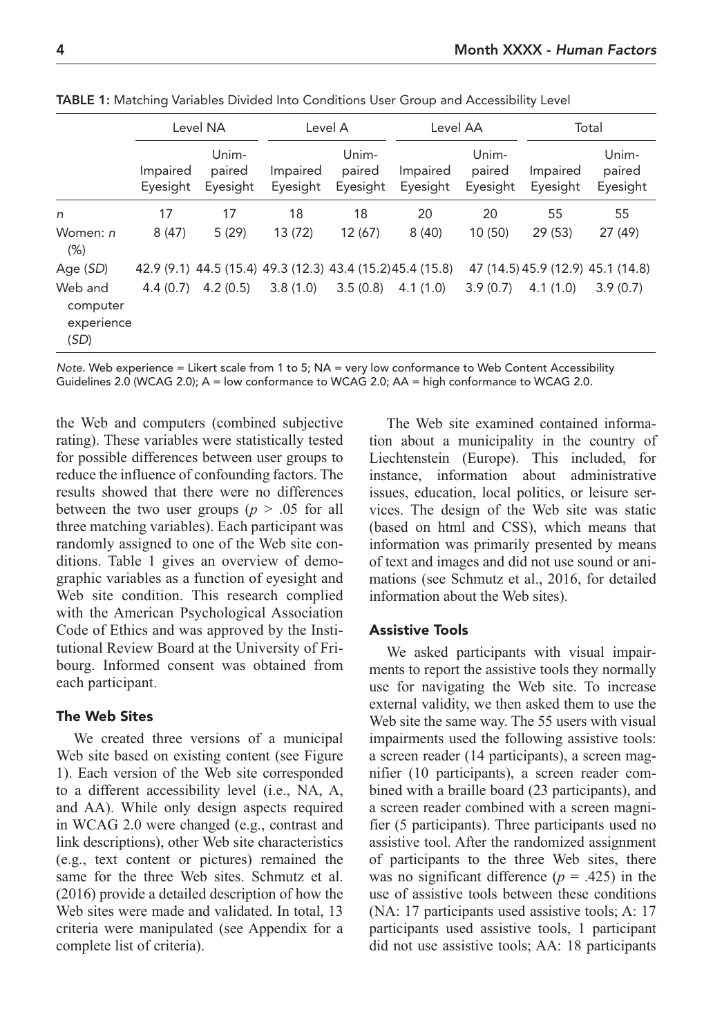TABLE 1: Matching Variables Divided Into Conditions User Group and Accessibility Level

| | Level NA | | Level A | | Level AA | | Total | |
|---|---|---|---|---|---|---|---|---|
| | Impaired Eyesight | Unimpaired Eyesight | Impaired Eyesight | Unimpaired Eyesight | Impaired Eyesight | Unimpaired Eyesight | Impaired Eyesight | Unimpaired Eyesight |
| *n* | 17 | 17 | 18 | 18 | 20 | 20 | 55 | 55 |
| Women: *n* (%) | 8 (47) | 5 (29) | 13 (72) | 12 (67) | 8 (40) | 10 (50) | 29 (53) | 27 (49) |
| Age (*SD*) | 42.9 (9.1) | 44.5 (15.4) | 49.3 (12.3) | 43.4 (15.2) | 45.4 (15.8) | 47 (14.5) | 45.9 (12.9) | 45.1 (14.8) |
| Web and computer experience (*SD*) | 4.4 (0.7) | 4.2 (0.5) | 3.8 (1.0) | 3.5 (0.8) | 4.1 (1.0) | 3.9 (0.7) | 4.1 (1.0) | 3.9 (0.7) |

*Note*. Web experience = Likert scale from 1 to 5; NA = very low conformance to Web Content Accessibility Guidelines 2.0 (WCAG 2.0); A = low conformance to WCAG 2.0; AA = high conformance to WCAG 2.0.

the Web and computers (combined subjective rating). These variables were statistically tested for possible differences between user groups to reduce the influence of confounding factors. The results showed that there were no differences between the two user groups ($p > .05$ for all three matching variables). Each participant was randomly assigned to one of the Web site conditions. Table 1 gives an overview of demographic variables as a function of eyesight and Web site condition. This research complied with the American Psychological Association Code of Ethics and was approved by the Institutional Review Board at the University of Fribourg. Informed consent was obtained from each participant.

### The Web Sites

We created three versions of a municipal Web site based on existing content (see Figure 1). Each version of the Web site corresponded to a different accessibility level (i.e., NA, A, and AA). While only design aspects required in WCAG 2.0 were changed (e.g., contrast and link descriptions), other Web site characteristics (e.g., text content or pictures) remained the same for the three Web sites. Schmutz et al. (2016) provide a detailed description of how the Web sites were made and validated. In total, 13 criteria were manipulated (see Appendix for a complete list of criteria).

The Web site examined contained information about a municipality in the country of Liechtenstein (Europe). This included, for instance, information about administrative issues, education, local politics, or leisure services. The design of the Web site was static (based on html and CSS), which means that information was primarily presented by means of text and images and did not use sound or animations (see Schmutz et al., 2016, for detailed information about the Web sites).

### Assistive Tools

We asked participants with visual impairments to report the assistive tools they normally use for navigating the Web site. To increase external validity, we then asked them to use the Web site the same way. The 55 users with visual impairments used the following assistive tools: a screen reader (14 participants), a screen magnifier (10 participants), a screen reader combined with a braille board (23 participants), and a screen reader combined with a screen magnifier (5 participants). Three participants used no assistive tool. After the randomized assignment of participants to the three Web sites, there was no significant difference ($p = .425$) in the use of assistive tools between these conditions (NA: 17 participants used assistive tools; A: 17 participants used assistive tools, 1 participant did not use assistive tools; AA: 18 participants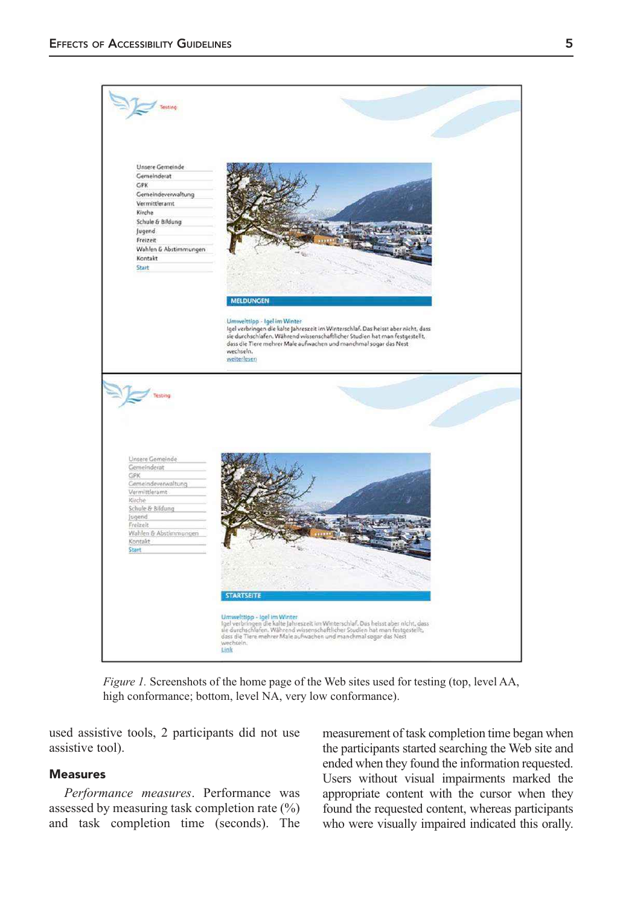Figure 1. Screenshots of the home page of the Web sites used for testing (top, level AA, high conformance; bottom, level NA, very low conformance).

used assistive tools, 2 participants did not use assistive tool).

### Measures

*Performance measures*. Performance was assessed by measuring task completion rate (%) and task completion time (seconds). The measurement of task completion time began when the participants started searching the Web site and ended when they found the information requested. Users without visual impairments marked the appropriate content with the cursor when they found the requested content, whereas participants who were visually impaired indicated this orally.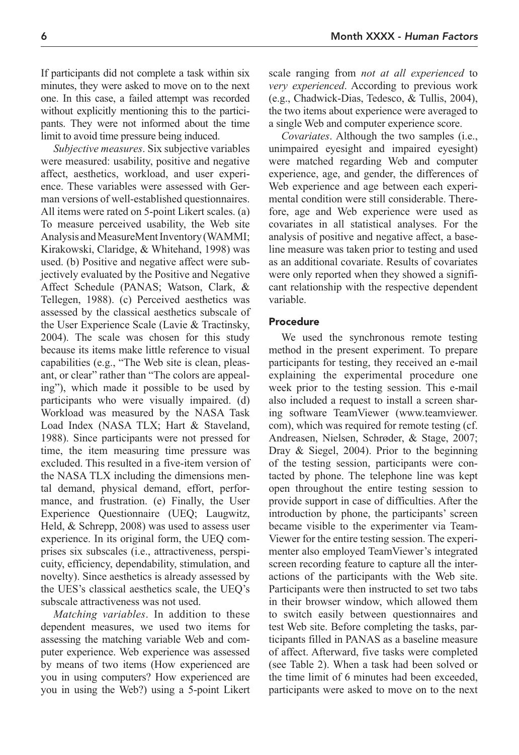If participants did not complete a task within six minutes, they were asked to move on to the next one. In this case, a failed attempt was recorded without explicitly mentioning this to the participants. They were not informed about the time limit to avoid time pressure being induced.

*Subjective measures*. Six subjective variables were measured: usability, positive and negative affect, aesthetics, workload, and user experience. These variables were assessed with German versions of well-established questionnaires. All items were rated on 5-point Likert scales. (a) To measure perceived usability, the Web site Analysis and MeasureMent Inventory (WAMMI; Kirakowski, Claridge, & Whitehand, 1998) was used. (b) Positive and negative affect were subjectively evaluated by the Positive and Negative Affect Schedule (PANAS; Watson, Clark, & Tellegen, 1988). (c) Perceived aesthetics was assessed by the classical aesthetics subscale of the User Experience Scale (Lavie & Tractinsky, 2004). The scale was chosen for this study because its items make little reference to visual capabilities (e.g., "The Web site is clean, pleasant, or clear" rather than "The colors are appealing"), which made it possible to be used by participants who were visually impaired. (d) Workload was measured by the NASA Task Load Index (NASA TLX; Hart & Staveland, 1988). Since participants were not pressed for time, the item measuring time pressure was excluded. This resulted in a five-item version of the NASA TLX including the dimensions mental demand, physical demand, effort, performance, and frustration. (e) Finally, the User Experience Questionnaire (UEQ; Laugwitz, Held, & Schrepp, 2008) was used to assess user experience. In its original form, the UEQ comprises six subscales (i.e., attractiveness, perspicuity, efficiency, dependability, stimulation, and novelty). Since aesthetics is already assessed by the UES's classical aesthetics scale, the UEQ's subscale attractiveness was not used.

*Matching variables*. In addition to these dependent measures, we used two items for assessing the matching variable Web and computer experience. Web experience was assessed by means of two items (How experienced are you in using computers? How experienced are you in using the Web?) using a 5-point Likert scale ranging from *not at all experienced* to *very experienced*. According to previous work (e.g., Chadwick-Dias, Tedesco, & Tullis, 2004), the two items about experience were averaged to a single Web and computer experience score.

*Covariates*. Although the two samples (i.e., unimpaired eyesight and impaired eyesight) were matched regarding Web and computer experience, age, and gender, the differences of Web experience and age between each experimental condition were still considerable. Therefore, age and Web experience were used as covariates in all statistical analyses. For the analysis of positive and negative affect, a baseline measure was taken prior to testing and used as an additional covariate. Results of covariates were only reported when they showed a significant relationship with the respective dependent variable.

### Procedure

We used the synchronous remote testing method in the present experiment. To prepare participants for testing, they received an e-mail explaining the experimental procedure one week prior to the testing session. This e-mail also included a request to install a screen sharing software TeamViewer (www.teamviewer.com), which was required for remote testing (cf. Andreasen, Nielsen, Schrøder, & Stage, 2007; Dray & Siegel, 2004). Prior to the beginning of the testing session, participants were contacted by phone. The telephone line was kept open throughout the entire testing session to provide support in case of difficulties. After the introduction by phone, the participants' screen became visible to the experimenter via TeamViewer for the entire testing session. The experimenter also employed TeamViewer's integrated screen recording feature to capture all the interactions of the participants with the Web site. Participants were then instructed to set two tabs in their browser window, which allowed them to switch easily between questionnaires and test Web site. Before completing the tasks, participants filled in PANAS as a baseline measure of affect. Afterward, five tasks were completed (see Table 2). When a task had been solved or the time limit of 6 minutes had been exceeded, participants were asked to move on to the next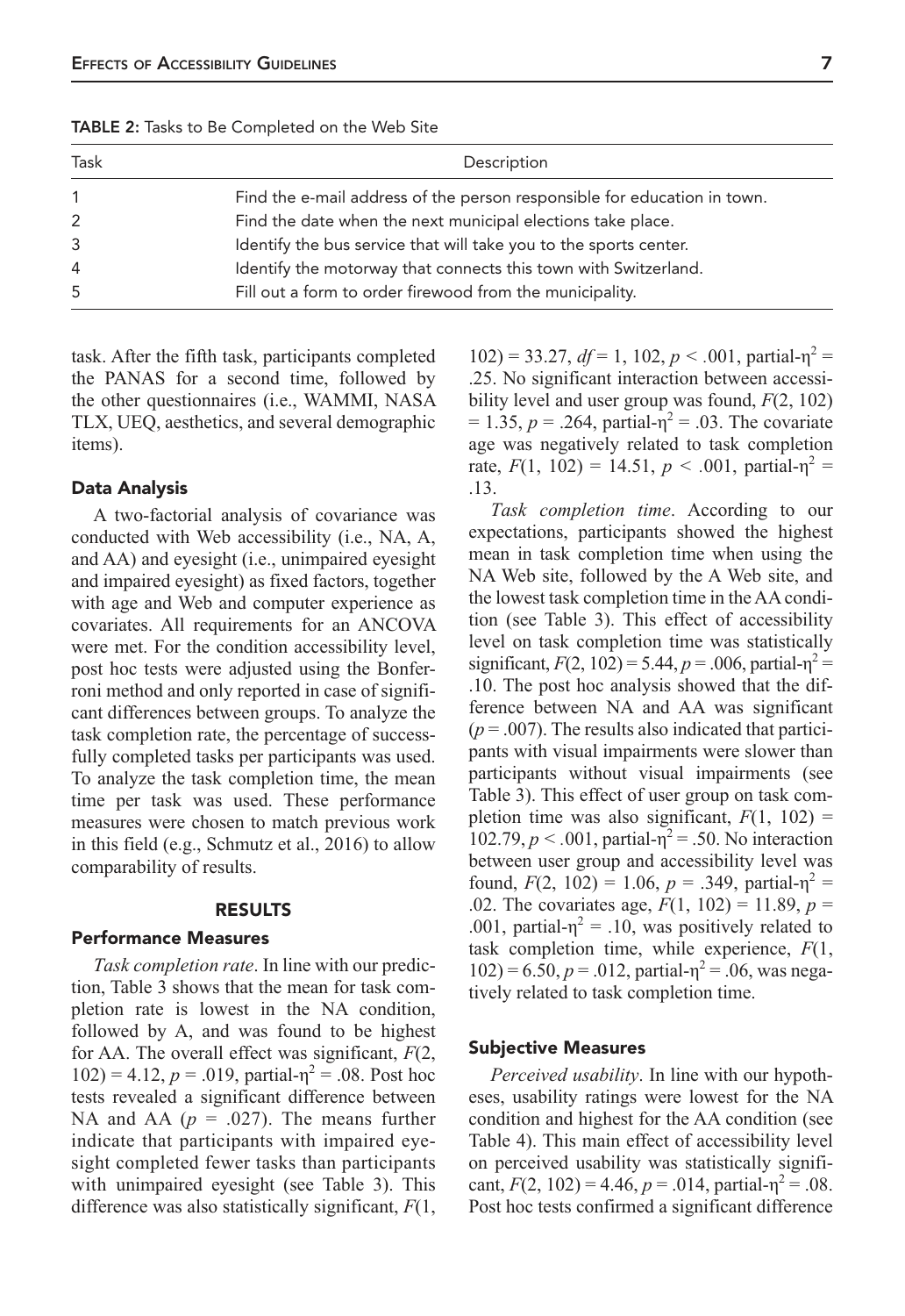TABLE 2: Tasks to Be Completed on the Web Site

| Task | Description |
| --- | --- |
| 1 | Find the e-mail address of the person responsible for education in town. |
| 2 | Find the date when the next municipal elections take place. |
| 3 | Identify the bus service that will take you to the sports center. |
| 4 | Identify the motorway that connects this town with Switzerland. |
| 5 | Fill out a form to order firewood from the municipality. |

task. After the fifth task, participants completed the PANAS for a second time, followed by the other questionnaires (i.e., WAMMI, NASA TLX, UEQ, aesthetics, and several demographic items).

### Data Analysis

A two-factorial analysis of covariance was conducted with Web accessibility (i.e., NA, A, and AA) and eyesight (i.e., unimpaired eyesight and impaired eyesight) as fixed factors, together with age and Web and computer experience as covariates. All requirements for an ANCOVA were met. For the condition accessibility level, post hoc tests were adjusted using the Bonferroni method and only reported in case of significant differences between groups. To analyze the task completion rate, the percentage of successfully completed tasks per participants was used. To analyze the task completion time, the mean time per task was used. These performance measures were chosen to match previous work in this field (e.g., Schmutz et al., 2016) to allow comparability of results.

## RESULTS

### Performance Measures

*Task completion rate*. In line with our prediction, Table 3 shows that the mean for task completion rate is lowest in the NA condition, followed by A, and was found to be highest for AA. The overall effect was significant, $F(2, 102) = 4.12$, $p = .019$, partial-$\eta^2 = .08$. Post hoc tests revealed a significant difference between NA and AA ($p = .027$). The means further indicate that participants with impaired eyesight completed fewer tasks than participants with unimpaired eyesight (see Table 3). This difference was also statistically significant, $F(1, 102) = 33.27$, $df = 1, 102$, $p < .001$, partial-$\eta^2 = .25$. No significant interaction between accessibility level and user group was found, $F(2, 102) = 1.35$, $p = .264$, partial-$\eta^2 = .03$. The covariate age was negatively related to task completion rate, $F(1, 102) = 14.51$, $p < .001$, partial-$\eta^2 = .13$.

*Task completion time*. According to our expectations, participants showed the highest mean in task completion time when using the NA Web site, followed by the A Web site, and the lowest task completion time in the AA condition (see Table 3). This effect of accessibility level on task completion time was statistically significant, $F(2, 102) = 5.44$, $p = .006$, partial-$\eta^2 = .10$. The post hoc analysis showed that the difference between NA and AA was significant ($p = .007$). The results also indicated that participants with visual impairments were slower than participants without visual impairments (see Table 3). This effect of user group on task completion time was also significant, $F(1, 102) = 102.79$, $p < .001$, partial-$\eta^2 = .50$. No interaction between user group and accessibility level was found, $F(2, 102) = 1.06$, $p = .349$, partial-$\eta^2 = .02$. The covariates age, $F(1, 102) = 11.89$, $p = .001$, partial-$\eta^2 = .10$, was positively related to task completion time, while experience, $F(1, 102) = 6.50$, $p = .012$, partial-$\eta^2 = .06$, was negatively related to task completion time.

### Subjective Measures

*Perceived usability*. In line with our hypotheses, usability ratings were lowest for the NA condition and highest for the AA condition (see Table 4). This main effect of accessibility level on perceived usability was statistically significant, $F(2, 102) = 4.46$, $p = .014$, partial-$\eta^2 = .08$. Post hoc tests confirmed a significant difference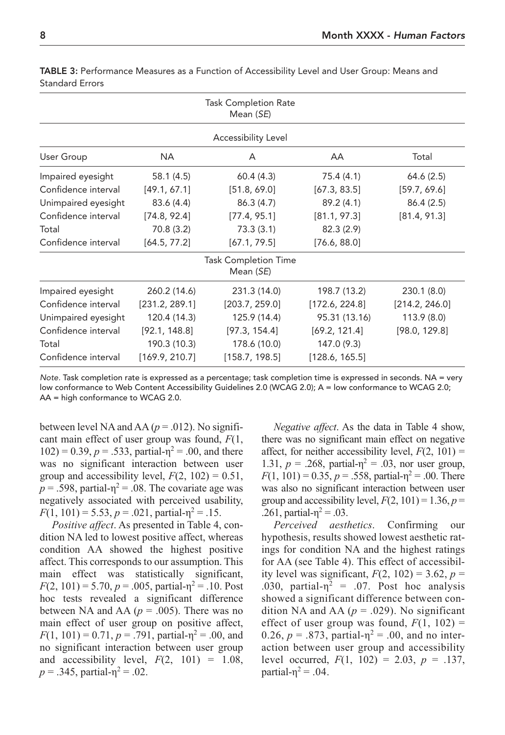**TABLE 3:** Performance Measures as a Function of Accessibility Level and User Group: Means and Standard Errors

| | Task Completion Rate Mean (*SE*) | | | |
|---|---|---|---|---|
| | Accessibility Level | | | |
| User Group | NA | A | AA | Total |
| Impaired eyesight | 58.1 (4.5) | 60.4 (4.3) | 75.4 (4.1) | 64.6 (2.5) |
| Confidence interval | [49.1, 67.1] | [51.8, 69.0] | [67.3, 83.5] | [59.7, 69.6] |
| Unimpaired eyesight | 83.6 (4.4) | 86.3 (4.7) | 89.2 (4.1) | 86.4 (2.5) |
| Confidence interval | [74.8, 92.4] | [77.4, 95.1] | [81.1, 97.3] | [81.4, 91.3] |
| Total | 70.8 (3.2) | 73.3 (3.1) | 82.3 (2.9) | |
| Confidence interval | [64.5, 77.2] | [67.1, 79.5] | [76.6, 88.0] | |
| | Task Completion Time Mean (*SE*) | | | |
| Impaired eyesight | 260.2 (14.6) | 231.3 (14.0) | 198.7 (13.2) | 230.1 (8.0) |
| Confidence interval | [231.2, 289.1] | [203.7, 259.0] | [172.6, 224.8] | [214.2, 246.0] |
| Unimpaired eyesight | 120.4 (14.3) | 125.9 (14.4) | 95.31 (13.16) | 113.9 (8.0) |
| Confidence interval | [92.1, 148.8] | [97.3, 154.4] | [69.2, 121.4] | [98.0, 129.8] |
| Total | 190.3 (10.3) | 178.6 (10.0) | 147.0 (9.3) | |
| Confidence interval | [169.9, 210.7] | [158.7, 198.5] | [128.6, 165.5] | |

*Note*. Task completion rate is expressed as a percentage; task completion time is expressed in seconds. NA = very low conformance to Web Content Accessibility Guidelines 2.0 (WCAG 2.0); A = low conformance to WCAG 2.0; AA = high conformance to WCAG 2.0.

between level NA and AA ($p = .012$). No significant main effect of user group was found, $F(1, 102) = 0.39$, $p = .533$, partial-$\eta^2 = .00$, and there was no significant interaction between user group and accessibility level, $F(2, 102) = 0.51$, $p = .598$, partial-$\eta^2 = .08$. The covariate age was negatively associated with perceived usability, $F(1, 101) = 5.53$, $p = .021$, partial-$\eta^2 = .15$.

*Positive affect*. As presented in Table 4, condition NA led to lowest positive affect, whereas condition AA showed the highest positive affect. This corresponds to our assumption. This main effect was statistically significant, $F(2, 101) = 5.70$, $p = .005$, partial-$\eta^2 = .10$. Post hoc tests revealed a significant difference between NA and AA ($p = .005$). There was no main effect of user group on positive affect, $F(1, 101) = 0.71$, $p = .791$, partial-$\eta^2 = .00$, and no significant interaction between user group and accessibility level, $F(2, 101) = 1.08$, $p = .345$, partial-$\eta^2 = .02$.

*Negative affect*. As the data in Table 4 show, there was no significant main effect on negative affect, for neither accessibility level, $F(2, 101) = 1.31$, $p = .268$, partial-$\eta^2 = .03$, nor user group, $F(1, 101) = 0.35$, $p = .558$, partial-$\eta^2 = .00$. There was also no significant interaction between user group and accessibility level, $F(2, 101) = 1.36$, $p = .261$, partial-$\eta^2 = .03$.

*Perceived aesthetics*. Confirming our hypothesis, results showed lowest aesthetic ratings for condition NA and the highest ratings for AA (see Table 4). This effect of accessibility level was significant, $F(2, 102) = 3.62$, $p = .030$, partial-$\eta^2 = .07$. Post hoc analysis showed a significant difference between condition NA and AA ($p = .029$). No significant effect of user group was found, $F(1, 102) = 0.26$, $p = .873$, partial-$\eta^2 = .00$, and no interaction between user group and accessibility level occurred, $F(1, 102) = 2.03$, $p = .137$, partial-$\eta^2 = .04$.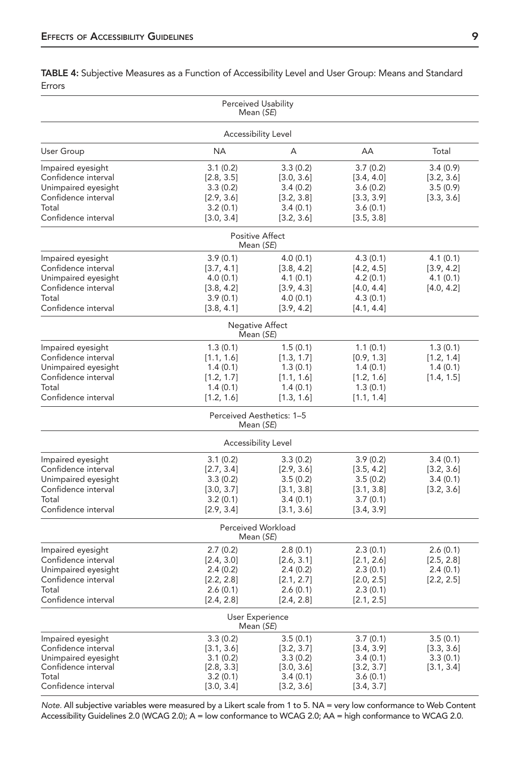**TABLE 4:** Subjective Measures as a Function of Accessibility Level and User Group: Means and Standard Errors

| | Perceived Usability Mean (*SE*) | | | |
|---|---|---|---|---|
| | Accessibility Level | | | |
| User Group | NA | A | AA | Total |
| Impaired eyesight | 3.1 (0.2) | 3.3 (0.2) | 3.7 (0.2) | 3.4 (0.9) |
| Confidence interval | [2.8, 3.5] | [3.0, 3.6] | [3.4, 4.0] | [3.2, 3.6] |
| Unimpaired eyesight | 3.3 (0.2) | 3.4 (0.2) | 3.6 (0.2) | 3.5 (0.9) |
| Confidence interval | [2.9, 3.6] | [3.2, 3.8] | [3.3, 3.9] | [3.3, 3.6] |
| Total | 3.2 (0.1) | 3.4 (0.1) | 3.6 (0.1) | |
| Confidence interval | [3.0, 3.4] | [3.2, 3.6] | [3.5, 3.8] | |
| | **Positive Affect Mean (*SE*)** | | | |
| Impaired eyesight | 3.9 (0.1) | 4.0 (0.1) | 4.3 (0.1) | 4.1 (0.1) |
| Confidence interval | [3.7, 4.1] | [3.8, 4.2] | [4.2, 4.5] | [3.9, 4.2] |
| Unimpaired eyesight | 4.0 (0.1) | 4.1 (0.1) | 4.2 (0.1) | 4.1 (0.1) |
| Confidence interval | [3.8, 4.2] | [3.9, 4.3] | [4.0, 4.4] | [4.0, 4.2] |
| Total | 3.9 (0.1) | 4.0 (0.1) | 4.3 (0.1) | |
| Confidence interval | [3.8, 4.1] | [3.9, 4.2] | [4.1, 4.4] | |
| | **Negative Affect Mean (*SE*)** | | | |
| Impaired eyesight | 1.3 (0.1) | 1.5 (0.1) | 1.1 (0.1) | 1.3 (0.1) |
| Confidence interval | [1.1, 1.6] | [1.3, 1.7] | [0.9, 1.3] | [1.2, 1.4] |
| Unimpaired eyesight | 1.4 (0.1) | 1.3 (0.1) | 1.4 (0.1) | 1.4 (0.1) |
| Confidence interval | [1.2, 1.7] | [1.1, 1.6] | [1.2, 1.6] | [1.4, 1.5] |
| Total | 1.4 (0.1) | 1.4 (0.1) | 1.3 (0.1) | |
| Confidence interval | [1.2, 1.6] | [1.3, 1.6] | [1.1, 1.4] | |
| | **Perceived Aesthetics: 1–5 Mean (*SE*)** | | | |
| | Accessibility Level | | | |
| Impaired eyesight | 3.1 (0.2) | 3.3 (0.2) | 3.9 (0.2) | 3.4 (0.1) |
| Confidence interval | [2.7, 3.4] | [2.9, 3.6] | [3.5, 4.2] | [3.2, 3.6] |
| Unimpaired eyesight | 3.3 (0.2) | 3.5 (0.2) | 3.5 (0.2) | 3.4 (0.1) |
| Confidence interval | [3.0, 3.7] | [3.1, 3.8] | [3.1, 3.8] | [3.2, 3.6] |
| Total | 3.2 (0.1) | 3.4 (0.1) | 3.7 (0.1) | |
| Confidence interval | [2.9, 3.4] | [3.1, 3.6] | [3.4, 3.9] | |
| | **Perceived Workload Mean (*SE*)** | | | |
| Impaired eyesight | 2.7 (0.2) | 2.8 (0.1) | 2.3 (0.1) | 2.6 (0.1) |
| Confidence interval | [2.4, 3.0] | [2.6, 3.1] | [2.1, 2.6] | [2.5, 2.8] |
| Unimpaired eyesight | 2.4 (0.2) | 2.4 (0.2) | 2.3 (0.1) | 2.4 (0.1) |
| Confidence interval | [2.2, 2.8] | [2.1, 2.7] | [2.0, 2.5] | [2.2, 2.5] |
| Total | 2.6 (0.1) | 2.6 (0.1) | 2.3 (0.1) | |
| Confidence interval | [2.4, 2.8] | [2.4, 2.8] | [2.1, 2.5] | |
| | **User Experience Mean (*SE*)** | | | |
| Impaired eyesight | 3.3 (0.2) | 3.5 (0.1) | 3.7 (0.1) | 3.5 (0.1) |
| Confidence interval | [3.1, 3.6] | [3.2, 3.7] | [3.4, 3.9] | [3.3, 3.6] |
| Unimpaired eyesight | 3.1 (0.2) | 3.3 (0.2) | 3.4 (0.1) | 3.3 (0.1) |
| Confidence interval | [2.8, 3.3] | [3.0, 3.6] | [3.2, 3.7] | [3.1, 3.4] |
| Total | 3.2 (0.1) | 3.4 (0.1) | 3.6 (0.1) | |
| Confidence interval | [3.0, 3.4] | [3.2, 3.6] | [3.4, 3.7] | |

*Note.* All subjective variables were measured by a Likert scale from 1 to 5. NA = very low conformance to Web Content Accessibility Guidelines 2.0 (WCAG 2.0); A = low conformance to WCAG 2.0; AA = high conformance to WCAG 2.0.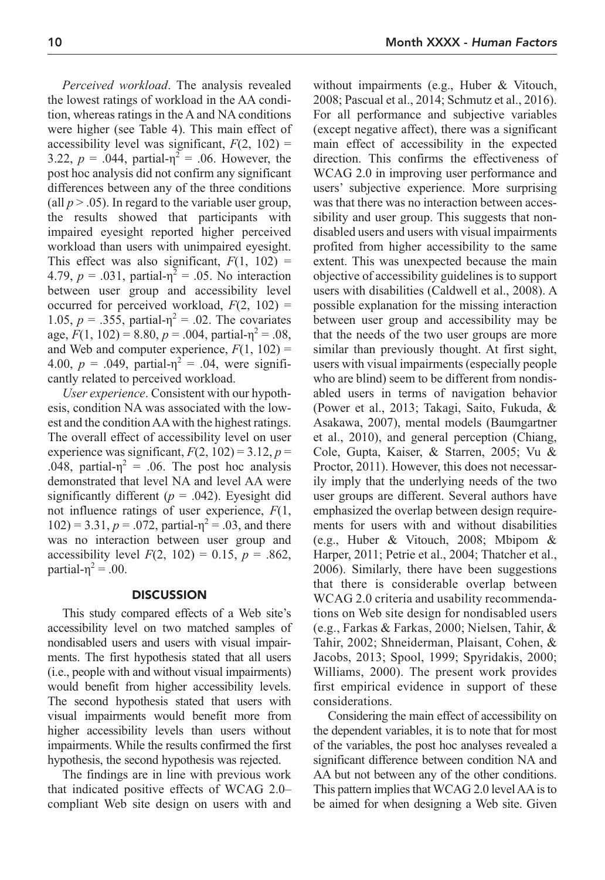*Perceived workload*. The analysis revealed the lowest ratings of workload in the AA condition, whereas ratings in the A and NA conditions were higher (see Table 4). This main effect of accessibility level was significant, $F(2, 102) = 3.22$, $p = .044$, partial-$\eta^2 = .06$. However, the post hoc analysis did not confirm any significant differences between any of the three conditions (all $p > .05$). In regard to the variable user group, the results showed that participants with impaired eyesight reported higher perceived workload than users with unimpaired eyesight. This effect was also significant, $F(1, 102) = 4.79$, $p = .031$, partial-$\eta^2 = .05$. No interaction between user group and accessibility level occurred for perceived workload, $F(2, 102) = 1.05$, $p = .355$, partial-$\eta^2 = .02$. The covariates age, $F(1, 102) = 8.80$, $p = .004$, partial-$\eta^2 = .08$, and Web and computer experience, $F(1, 102) = 4.00$, $p = .049$, partial-$\eta^2 = .04$, were significantly related to perceived workload.

*User experience*. Consistent with our hypothesis, condition NA was associated with the lowest and the condition AA with the highest ratings. The overall effect of accessibility level on user experience was significant, $F(2, 102) = 3.12$, $p = .048$, partial-$\eta^2 = .06$. The post hoc analysis demonstrated that level NA and level AA were significantly different ($p = .042$). Eyesight did not influence ratings of user experience, $F(1, 102) = 3.31$, $p = .072$, partial-$\eta^2 = .03$, and there was no interaction between user group and accessibility level $F(2, 102) = 0.15$, $p = .862$, partial-$\eta^2 = .00$.

## DISCUSSION

This study compared effects of a Web site's accessibility level on two matched samples of nondisabled users and users with visual impairments. The first hypothesis stated that all users (i.e., people with and without visual impairments) would benefit from higher accessibility levels. The second hypothesis stated that users with visual impairments would benefit more from higher accessibility levels than users without impairments. While the results confirmed the first hypothesis, the second hypothesis was rejected.

The findings are in line with previous work that indicated positive effects of WCAG 2.0–compliant Web site design on users with and without impairments (e.g., Huber & Vitouch, 2008; Pascual et al., 2014; Schmutz et al., 2016). For all performance and subjective variables (except negative affect), there was a significant main effect of accessibility in the expected direction. This confirms the effectiveness of WCAG 2.0 in improving user performance and users' subjective experience. More surprising was that there was no interaction between accessibility and user group. This suggests that nondisabled users and users with visual impairments profited from higher accessibility to the same extent. This was unexpected because the main objective of accessibility guidelines is to support users with disabilities (Caldwell et al., 2008). A possible explanation for the missing interaction between user group and accessibility may be that the needs of the two user groups are more similar than previously thought. At first sight, users with visual impairments (especially people who are blind) seem to be different from nondisabled users in terms of navigation behavior (Power et al., 2013; Takagi, Saito, Fukuda, & Asakawa, 2007), mental models (Baumgartner et al., 2010), and general perception (Chiang, Cole, Gupta, Kaiser, & Starren, 2005; Vu & Proctor, 2011). However, this does not necessarily imply that the underlying needs of the two user groups are different. Several authors have emphasized the overlap between design requirements for users with and without disabilities (e.g., Huber & Vitouch, 2008; Mbipom & Harper, 2011; Petrie et al., 2004; Thatcher et al., 2006). Similarly, there have been suggestions that there is considerable overlap between WCAG 2.0 criteria and usability recommendations on Web site design for nondisabled users (e.g., Farkas & Farkas, 2000; Nielsen, Tahir, & Tahir, 2002; Shneiderman, Plaisant, Cohen, & Jacobs, 2013; Spool, 1999; Spyridakis, 2000; Williams, 2000). The present work provides first empirical evidence in support of these considerations.

Considering the main effect of accessibility on the dependent variables, it is to note that for most of the variables, the post hoc analyses revealed a significant difference between condition NA and AA but not between any of the other conditions. This pattern implies that WCAG 2.0 level AA is to be aimed for when designing a Web site. Given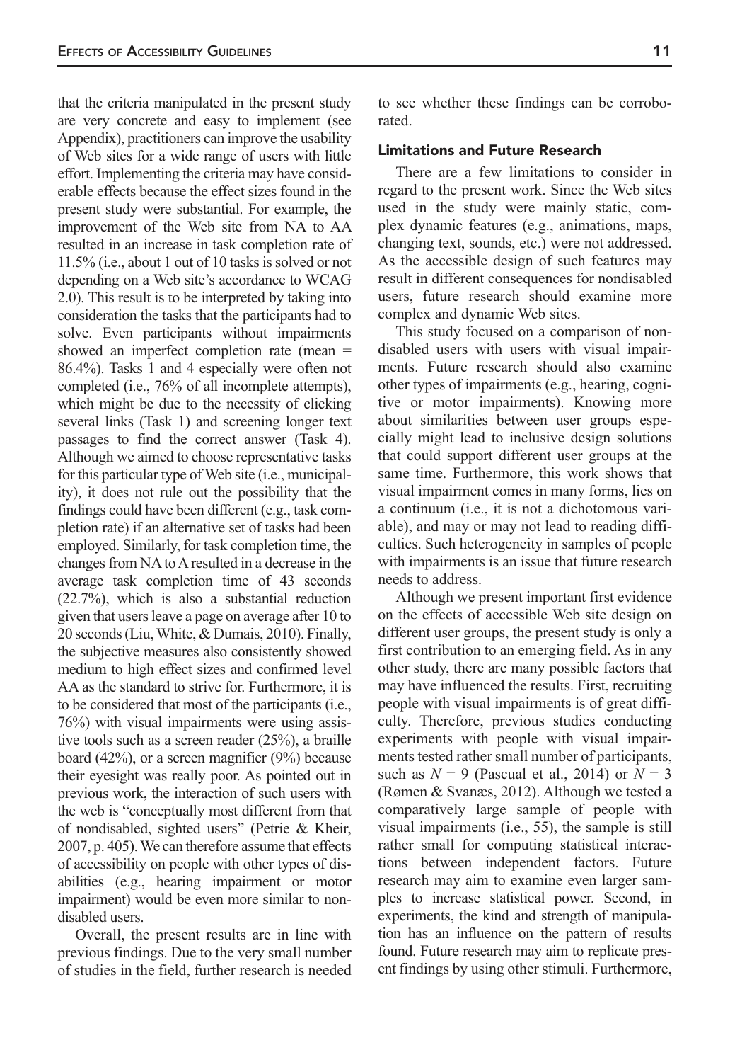that the criteria manipulated in the present study are very concrete and easy to implement (see Appendix), practitioners can improve the usability of Web sites for a wide range of users with little effort. Implementing the criteria may have considerable effects because the effect sizes found in the present study were substantial. For example, the improvement of the Web site from NA to AA resulted in an increase in task completion rate of 11.5% (i.e., about 1 out of 10 tasks is solved or not depending on a Web site's accordance to WCAG 2.0). This result is to be interpreted by taking into consideration the tasks that the participants had to solve. Even participants without impairments showed an imperfect completion rate (mean = 86.4%). Tasks 1 and 4 especially were often not completed (i.e., 76% of all incomplete attempts), which might be due to the necessity of clicking several links (Task 1) and screening longer text passages to find the correct answer (Task 4). Although we aimed to choose representative tasks for this particular type of Web site (i.e., municipality), it does not rule out the possibility that the findings could have been different (e.g., task completion rate) if an alternative set of tasks had been employed. Similarly, for task completion time, the changes from NA to A resulted in a decrease in the average task completion time of 43 seconds (22.7%), which is also a substantial reduction given that users leave a page on average after 10 to 20 seconds (Liu, White, & Dumais, 2010). Finally, the subjective measures also consistently showed medium to high effect sizes and confirmed level AA as the standard to strive for. Furthermore, it is to be considered that most of the participants (i.e., 76%) with visual impairments were using assistive tools such as a screen reader (25%), a braille board (42%), or a screen magnifier (9%) because their eyesight was really poor. As pointed out in previous work, the interaction of such users with the web is "conceptually most different from that of nondisabled, sighted users" (Petrie & Kheir, 2007, p. 405). We can therefore assume that effects of accessibility on people with other types of disabilities (e.g., hearing impairment or motor impairment) would be even more similar to nondisabled users.

Overall, the present results are in line with previous findings. Due to the very small number of studies in the field, further research is needed to see whether these findings can be corroborated.

### Limitations and Future Research

There are a few limitations to consider in regard to the present work. Since the Web sites used in the study were mainly static, complex dynamic features (e.g., animations, maps, changing text, sounds, etc.) were not addressed. As the accessible design of such features may result in different consequences for nondisabled users, future research should examine more complex and dynamic Web sites.

This study focused on a comparison of nondisabled users with users with visual impairments. Future research should also examine other types of impairments (e.g., hearing, cognitive or motor impairments). Knowing more about similarities between user groups especially might lead to inclusive design solutions that could support different user groups at the same time. Furthermore, this work shows that visual impairment comes in many forms, lies on a continuum (i.e., it is not a dichotomous variable), and may or may not lead to reading difficulties. Such heterogeneity in samples of people with impairments is an issue that future research needs to address.

Although we present important first evidence on the effects of accessible Web site design on different user groups, the present study is only a first contribution to an emerging field. As in any other study, there are many possible factors that may have influenced the results. First, recruiting people with visual impairments is of great difficulty. Therefore, previous studies conducting experiments with people with visual impairments tested rather small number of participants, such as $N = 9$ (Pascual et al., 2014) or $N = 3$ (Rømen & Svanæs, 2012). Although we tested a comparatively large sample of people with visual impairments (i.e., 55), the sample is still rather small for computing statistical interactions between independent factors. Future research may aim to examine even larger samples to increase statistical power. Second, in experiments, the kind and strength of manipulation has an influence on the pattern of results found. Future research may aim to replicate present findings by using other stimuli. Furthermore,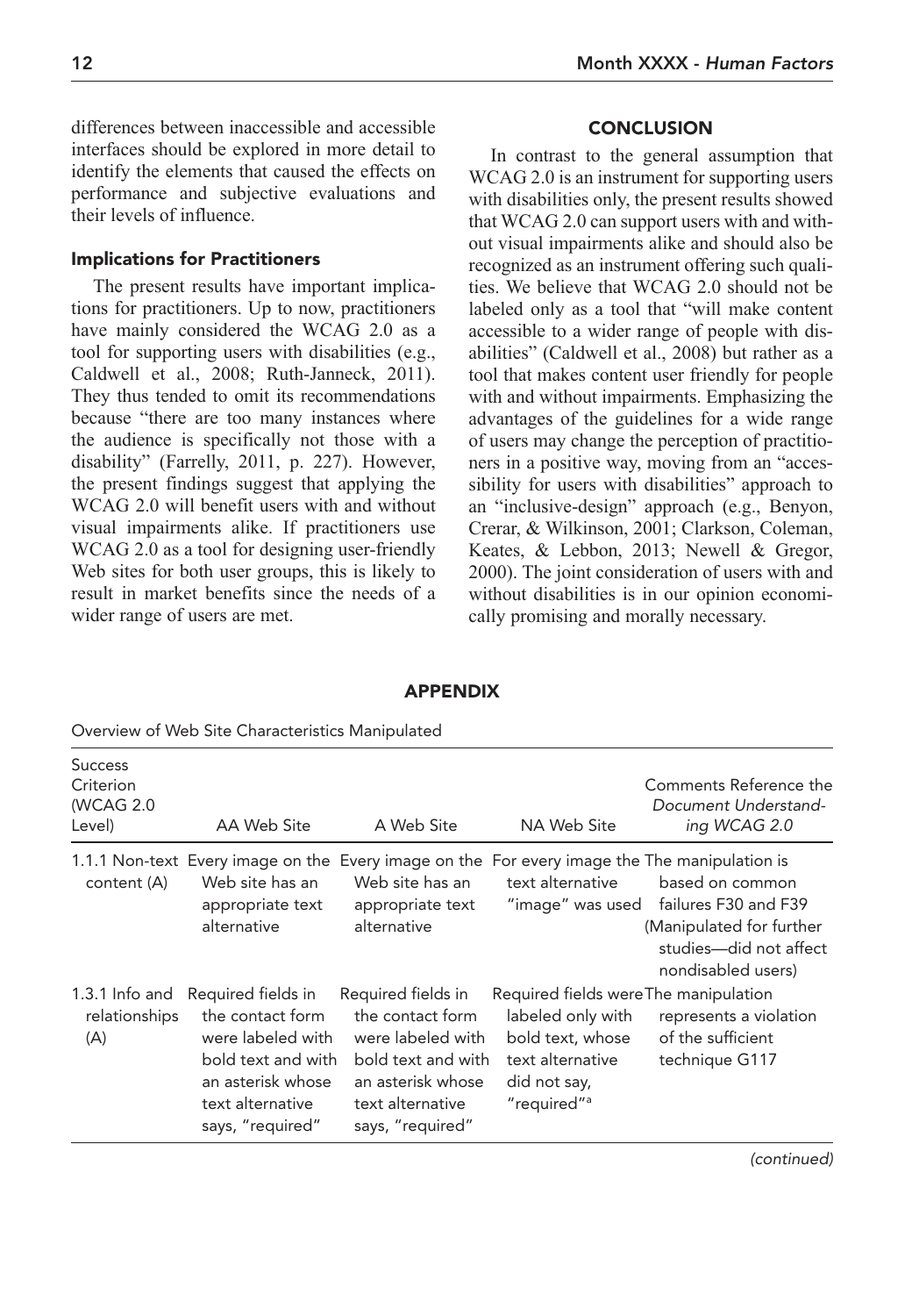differences between inaccessible and accessible interfaces should be explored in more detail to identify the elements that caused the effects on performance and subjective evaluations and their levels of influence.

### Implications for Practitioners

The present results have important implications for practitioners. Up to now, practitioners have mainly considered the WCAG 2.0 as a tool for supporting users with disabilities (e.g., Caldwell et al., 2008; Ruth-Janneck, 2011). They thus tended to omit its recommendations because "there are too many instances where the audience is specifically not those with a disability" (Farrelly, 2011, p. 227). However, the present findings suggest that applying the WCAG 2.0 will benefit users with and without visual impairments alike. If practitioners use WCAG 2.0 as a tool for designing user-friendly Web sites for both user groups, this is likely to result in market benefits since the needs of a wider range of users are met.

## CONCLUSION

In contrast to the general assumption that WCAG 2.0 is an instrument for supporting users with disabilities only, the present results showed that WCAG 2.0 can support users with and without visual impairments alike and should also be recognized as an instrument offering such qualities. We believe that WCAG 2.0 should not be labeled only as a tool that "will make content accessible to a wider range of people with disabilities" (Caldwell et al., 2008) but rather as a tool that makes content user friendly for people with and without impairments. Emphasizing the advantages of the guidelines for a wide range of users may change the perception of practitioners in a positive way, moving from an "accessibility for users with disabilities" approach to an "inclusive-design" approach (e.g., Benyon, Crerar, & Wilkinson, 2001; Clarkson, Coleman, Keates, & Lebbon, 2013; Newell & Gregor, 2000). The joint consideration of users with and without disabilities is in our opinion economically promising and morally necessary.

## APPENDIX

Overview of Web Site Characteristics Manipulated

| Success Criterion (WCAG 2.0 Level) | AA Web Site | A Web Site | NA Web Site | Comments Reference the *Document Understanding WCAG 2.0* |
|---|---|---|---|---|
| 1.1.1 Non-text content (A) | Every image on the Web site has an appropriate text alternative | Every image on the Web site has an appropriate text alternative | For every image the text alternative "image" was used | The manipulation is based on common failures F30 and F39 (Manipulated for further studies—did not affect nondisabled users) |
| 1.3.1 Info and relationships (A) | Required fields in the contact form were labeled with bold text and with an asterisk whose text alternative says, "required" | Required fields in the contact form were labeled with bold text and with an asterisk whose text alternative says, "required" | Required fields were labeled only with bold text, whose text alternative did not say, "required"[a] | The manipulation represents a violation of the sufficient technique G117 |

*(continued)*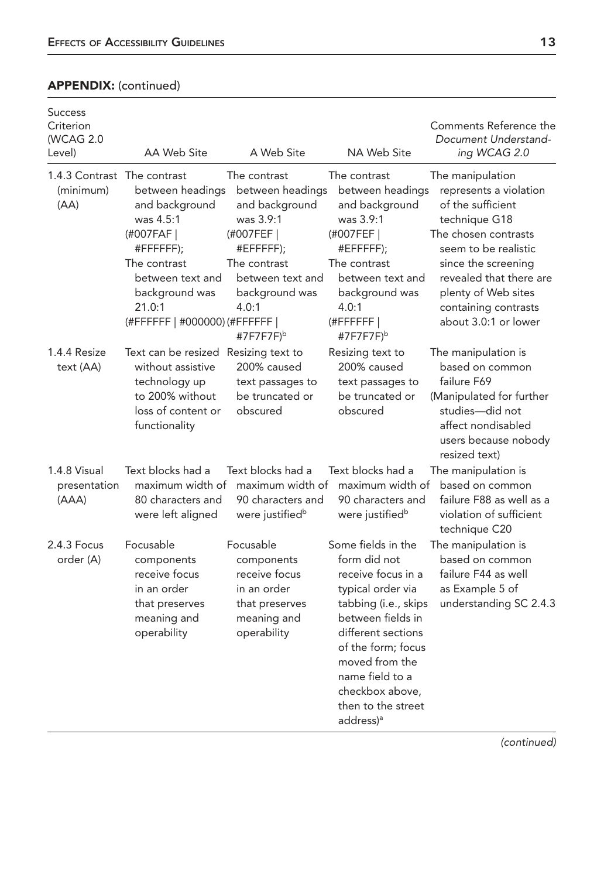**APPENDIX:** (continued)

| Success Criterion (WCAG 2.0 Level) | AA Web Site | A Web Site | NA Web Site | Comments Reference the *Document Understanding WCAG 2.0* |
|---|---|---|---|---|
| 1.4.3 Contrast (minimum) (AA) | The contrast between headings and background was 4.5:1 (#007FAF \| #FFFFFF); The contrast between text and background was 21.0:1 (#FFFFFF \| #000000) | The contrast between headings and background was 3.9:1 (#007FEF \| #EFFFFF); The contrast between text and background was 4.0:1 (#FFFFFF \| #7F7F7F)[b] | The contrast between headings and background was 3.9:1 (#007FEF \| #EFFFFF); The contrast between text and background was 4.0:1 (#FFFFFF \| #7F7F7F)[b] | The manipulation represents a violation of the sufficient technique G18 The chosen contrasts seem to be realistic since the screening revealed that there are plenty of Web sites containing contrasts about 3.0:1 or lower |
| 1.4.4 Resize text (AA) | Text can be resized without assistive technology up to 200% without loss of content or functionality | Resizing text to 200% caused text passages to be truncated or obscured | Resizing text to 200% caused text passages to be truncated or obscured | The manipulation is based on common failure F69 (Manipulated for further studies—did not affect nondisabled users because nobody resized text) |
| 1.4.8 Visual presentation (AAA) | Text blocks had a maximum width of 80 characters and were left aligned | Text blocks had a maximum width of 90 characters and were justified[b] | Text blocks had a maximum width of 90 characters and were justified[b] | The manipulation is based on common failure F88 as well as a violation of sufficient technique C20 |
| 2.4.3 Focus order (A) | Focusable components receive focus in an order that preserves meaning and operability | Focusable components receive focus in an order that preserves meaning and operability | Some fields in the form did not receive focus in a typical order via tabbing (i.e., skips between fields in different sections of the form; focus moved from the name field to a checkbox above, then to the street address)[a] | The manipulation is based on common failure F44 as well as Example 5 of understanding SC 2.4.3 |

*(continued)*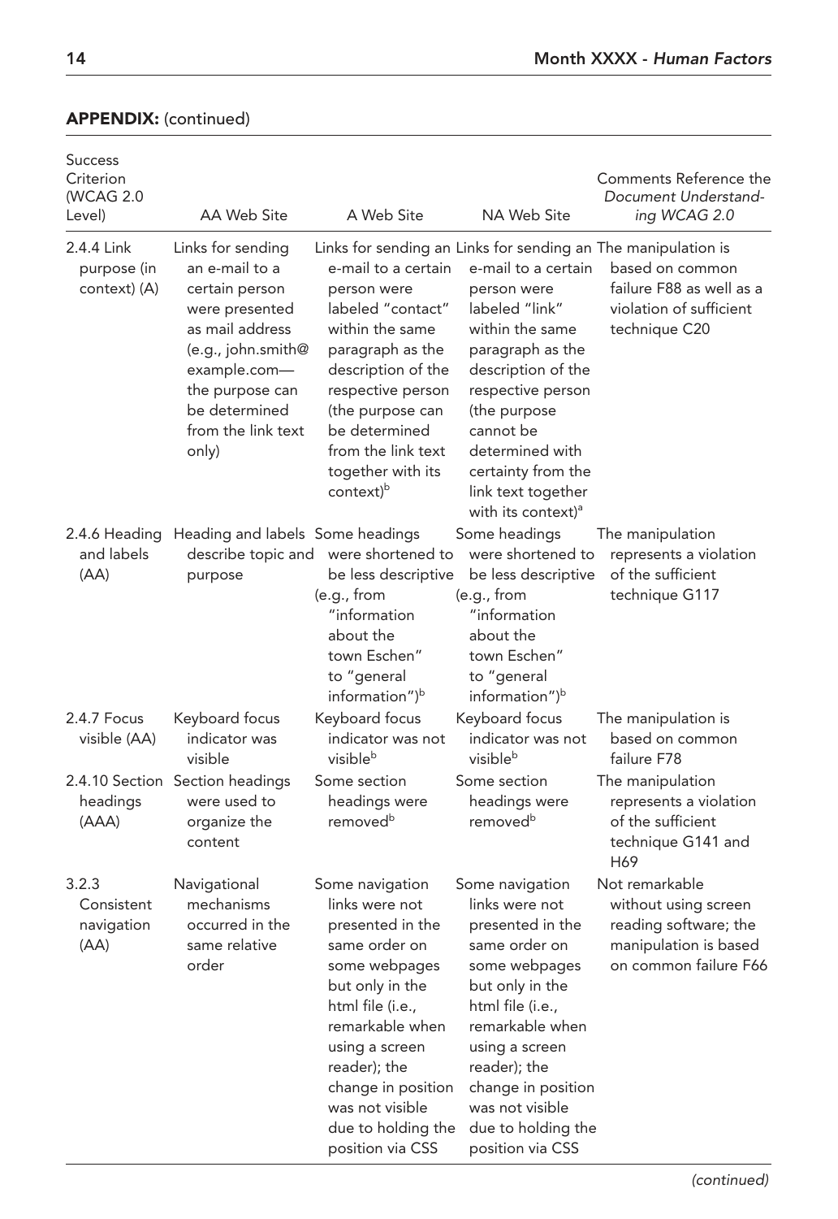**APPENDIX:** (continued)

| Success Criterion (WCAG 2.0 Level) | AA Web Site | A Web Site | NA Web Site | Comments Reference the *Document Understanding WCAG 2.0* |
|---|---|---|---|---|
| 2.4.4 Link purpose (in context) (A) | Links for sending an e-mail to a certain person were presented as mail address (e.g., john.smith@example.com—the purpose can be determined from the link text only) | Links for sending an e-mail to a certain person were labeled "contact" within the same paragraph as the description of the respective person (the purpose can be determined from the link text together with its context)[b] | Links for sending an e-mail to a certain person were labeled "link" within the same paragraph as the description of the respective person (the purpose cannot be determined with certainty from the link text together with its context)[a] | The manipulation is based on common failure F88 as well as a violation of sufficient technique C20 |
| 2.4.6 Heading and labels (AA) | Heading and labels describe topic and purpose | Some headings were shortened to be less descriptive (e.g., from "information about the town Eschen" to "general information")[b] | Some headings were shortened to be less descriptive (e.g., from "information about the town Eschen" to "general information")[b] | The manipulation represents a violation of the sufficient technique G117 |
| 2.4.7 Focus visible (AA) | Keyboard focus indicator was visible | Keyboard focus indicator was not visible[b] | Keyboard focus indicator was not visible[b] | The manipulation is based on common failure F78 |
| 2.4.10 Section headings (AAA) | Section headings were used to organize the content | Some section headings were removed[b] | Some section headings were removed[b] | The manipulation represents a violation of the sufficient technique G141 and H69 |
| 3.2.3 Consistent navigation (AA) | Navigational mechanisms occurred in the same relative order | Some navigation links were not presented in the same order on some webpages but only in the html file (i.e., remarkable when using a screen reader); the change in position was not visible due to holding the position via CSS | Some navigation links were not presented in the same order on some webpages but only in the html file (i.e., remarkable when using a screen reader); the change in position was not visible due to holding the position via CSS | Not remarkable without using screen reading software; the manipulation is based on common failure F66 |

*(continued)*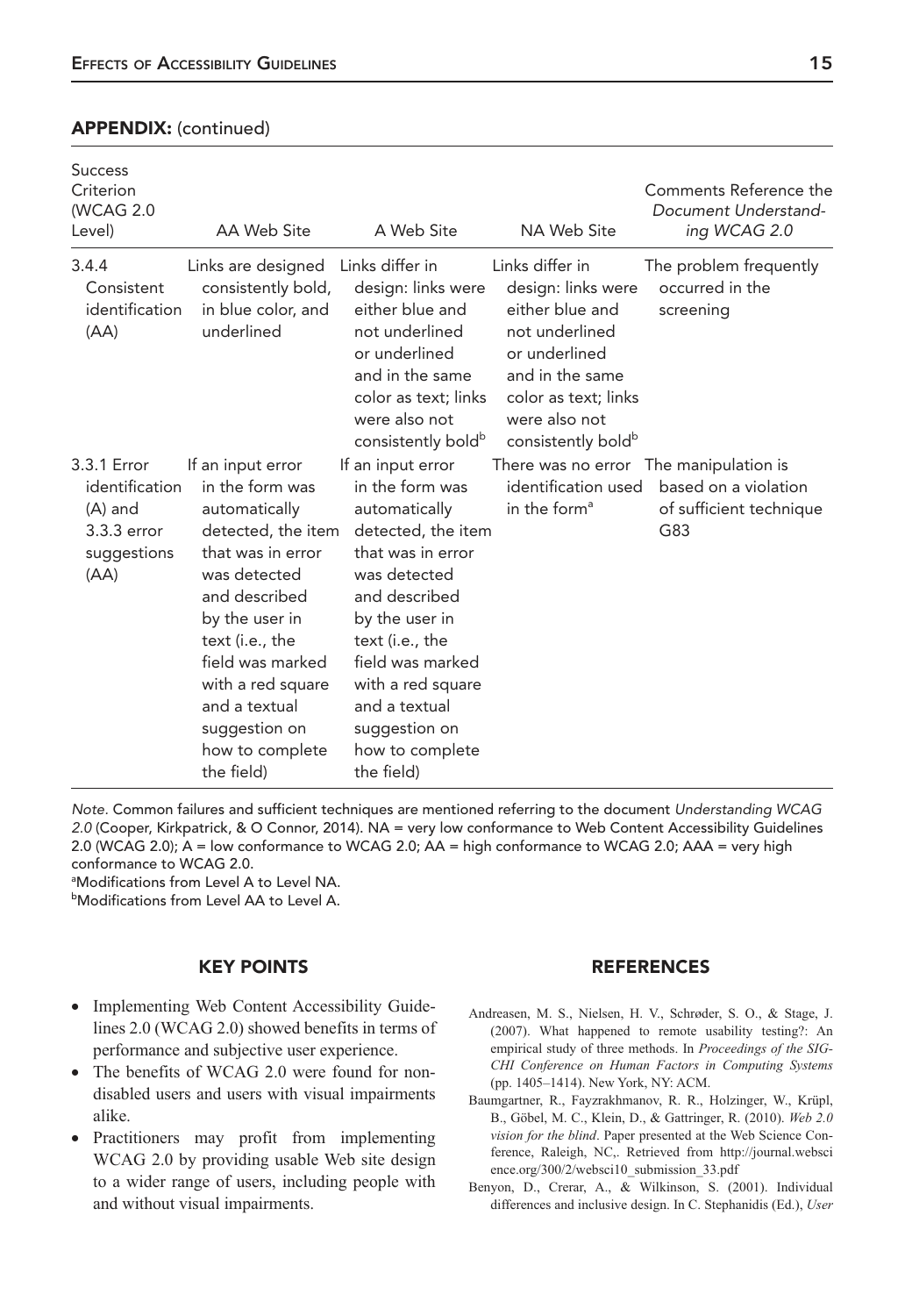## APPENDIX: (continued)

| Success Criterion (WCAG 2.0 Level) | AA Web Site | A Web Site | NA Web Site | Comments Reference the *Document Understanding WCAG 2.0* |
|---|---|---|---|---|
| 3.4.4 Consistent identification (AA) | Links are designed consistently bold, in blue color, and underlined | Links differ in design: links were either blue and not underlined or underlined and in the same color as text; links were also not consistently bold[b] | Links differ in design: links were either blue and not underlined or underlined and in the same color as text; links were also not consistently bold[b] | The problem frequently occurred in the screening |
| 3.3.1 Error identification (A) and 3.3.3 error suggestions (AA) | If an input error in the form was automatically detected, the item that was in error was detected and described by the user in text (i.e., the field was marked with a red square and a textual suggestion on how to complete the field) | If an input error in the form was automatically detected, the item that was in error was detected and described by the user in text (i.e., the field was marked with a red square and a textual suggestion on how to complete the field) | There was no error identification used in the form[a] | The manipulation is based on a violation of sufficient technique G83 |

*Note*. Common failures and sufficient techniques are mentioned referring to the document *Understanding WCAG 2.0* (Cooper, Kirkpatrick, & O Connor, 2014). NA = very low conformance to Web Content Accessibility Guidelines 2.0 (WCAG 2.0); A = low conformance to WCAG 2.0; AA = high conformance to WCAG 2.0; AAA = very high conformance to WCAG 2.0.

[a]Modifications from Level A to Level NA.

[b]Modifications from Level AA to Level A.

## KEY POINTS

- Implementing Web Content Accessibility Guidelines 2.0 (WCAG 2.0) showed benefits in terms of performance and subjective user experience.
- The benefits of WCAG 2.0 were found for nondisabled users and users with visual impairments alike.
- Practitioners may profit from implementing WCAG 2.0 by providing usable Web site design to a wider range of users, including people with and without visual impairments.

## REFERENCES

Andreasen, M. S., Nielsen, H. V., Schrøder, S. O., & Stage, J. (2007). What happened to remote usability testing?: An empirical study of three methods. In *Proceedings of the SIGCHI Conference on Human Factors in Computing Systems* (pp. 1405–1414). New York, NY: ACM.

Baumgartner, R., Fayzrakhmanov, R. R., Holzinger, W., Krüpl, B., Göbel, M. C., Klein, D., & Gattringer, R. (2010). *Web 2.0 vision for the blind*. Paper presented at the Web Science Conference, Raleigh, NC,. Retrieved from http://journal.webscience.org/300/2/websci10_submission_33.pdf

Benyon, D., Crerar, A., & Wilkinson, S. (2001). Individual differences and inclusive design. In C. Stephanidis (Ed.), *User*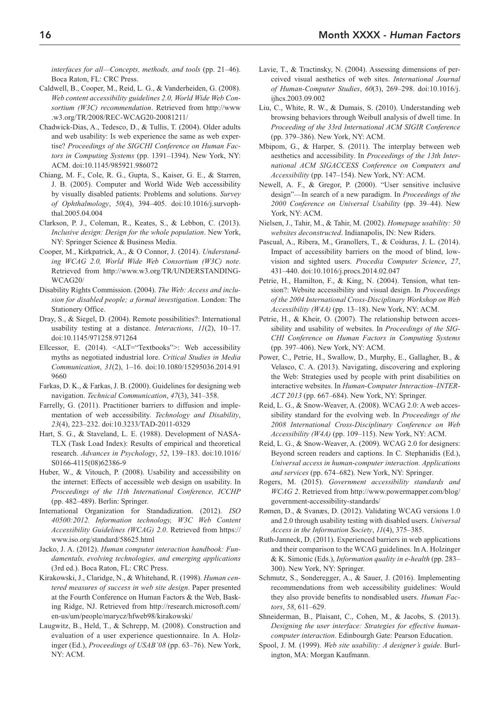*interfaces for all—Concepts, methods, and tools* (pp. 21–46). Boca Raton, FL: CRC Press.

Caldwell, B., Cooper, M., Reid, L. G., & Vanderheiden, G. (2008). *Web content accessibility guidelines 2.0, World Wide Web Consortium (W3C) recommendation*. Retrieved from http://www.w3.org/TR/2008/REC-WCAG20-20081211/

Chadwick-Dias, A., Tedesco, D., & Tullis, T. (2004). Older adults and web usability: Is web experience the same as web expertise? *Proceedings of the SIGCHI Conference on Human Factors in Computing Systems* (pp. 1391–1394). New York, NY: ACM. doi:10.1145/985921.986072

Chiang, M. F., Cole, R. G., Gupta, S., Kaiser, G. E., & Starren, J. B. (2005). Computer and World Wide Web accessibility by visually disabled patients: Problems and solutions. *Survey of Ophthalmology*, *50*(4), 394–405. doi:10.1016/j.survophthal.2005.04.004

Clarkson, P. J., Coleman, R., Keates, S., & Lebbon, C. (2013). *Inclusive design: Design for the whole population*. New York, NY: Springer Science & Business Media.

Cooper, M., Kirkpatrick, A., & O Connor, J. (2014). *Understanding WCAG 2.0, World Wide Web Consortium (W3C) note*. Retrieved from http://www.w3.org/TR/UNDERSTANDING-WCAG20/

Disability Rights Commission. (2004). *The Web: Access and inclusion for disabled people; a formal investigation*. London: The Stationery Office.

Dray, S., & Siegel, D. (2004). Remote possibilities?: International usability testing at a distance. *Interactions*, *11*(2), 10–17. doi:10.1145/971258.971264

Ellcessor, E. (2014). <ALT="Textbooks">: Web accessibility myths as negotiated industrial lore. *Critical Studies in Media Communication*, *31*(2), 1–16. doi:10.1080/15295036.2014.919660

Farkas, D. K., & Farkas, J. B. (2000). Guidelines for designing web navigation. *Technical Communication*, *47*(3), 341–358.

Farrelly, G. (2011). Practitioner barriers to diffusion and implementation of web accessibility. *Technology and Disability*, *23*(4), 223–232. doi:10.3233/TAD-2011-0329

Hart, S. G., & Staveland, L. E. (1988). Development of NASA-TLX (Task Load Index): Results of empirical and theoretical research. *Advances in Psychology*, *52*, 139–183. doi:10.1016/S0166-4115(08)62386-9

Huber, W., & Vitouch, P. (2008). Usability and accessibility on the internet: Effects of accessible web design on usability. In *Proceedings of the 11th International Conference, ICCHP* (pp. 482–489). Berlin: Springer.

International Organization for Standadization. (2012). *ISO 40500:2012. Information technology, W3C Web Content Accessibility Guidelines (WCAG) 2.0*. Retrieved from https://www.iso.org/standard/58625.html

Jacko, J. A. (2012). *Human computer interaction handbook: Fundamentals, evolving technologies, and emerging applications* (3rd ed.). Boca Raton, FL: CRC Press.

Kirakowski, J., Claridge, N., & Whitehand, R. (1998). *Human centered measures of success in web site design*. Paper presented at the Fourth Conference on Human Factors & the Web, Basking Ridge, NJ. Retrieved from http://research.microsoft.com/en-us/um/people/marycz/hfweb98/kirakowski/

Laugwitz, B., Held, T., & Schrepp, M. (2008). Construction and evaluation of a user experience questionnaire. In A. Holzinger (Ed.), *Proceedings of USAB'08* (pp. 63–76). New York, NY: ACM.

Lavie, T., & Tractinsky, N. (2004). Assessing dimensions of perceived visual aesthetics of web sites. *International Journal of Human-Computer Studies*, *60*(3), 269–298. doi:10.1016/j.ijhcs.2003.09.002

Liu, C., White, R. W., & Dumais, S. (2010). Understanding web browsing behaviors through Weibull analysis of dwell time. In *Proceeding of the 33rd International ACM SIGIR Conference* (pp. 379–386). New York, NY: ACM.

Mbipom, G., & Harper, S. (2011). The interplay between web aesthetics and accessibility. In *Proceedings of the 13th International ACM SIGACCESS Conference on Computers and Accessibility* (pp. 147–154). New York, NY: ACM.

Newell, A. F., & Gregor, P. (2000). "User sensitive inclusive design"—In search of a new paradigm. In *Proceedings of the 2000 Conference on Universal Usability* (pp. 39–44). New York, NY: ACM.

Nielsen, J., Tahir, M., & Tahir, M. (2002). *Homepage usability: 50 websites deconstructed*. Indianapolis, IN: New Riders.

Pascual, A., Ribera, M., Granollers, T., & Coiduras, J. L. (2014). Impact of accessibility barriers on the mood of blind, low-vision and sighted users. *Procedia Computer Science*, *27*, 431–440. doi:10.1016/j.procs.2014.02.047

Petrie, H., Hamilton, F., & King, N. (2004). Tension, what tension?: Website accessibility and visual design. In *Proceedings of the 2004 International Cross-Disciplinary Workshop on Web Accessibility (W4A)* (pp. 13–18). New York, NY: ACM.

Petrie, H., & Kheir, O. (2007). The relationship between accessibility and usability of websites. In *Proceedings of the SIGCHI Conference on Human Factors in Computing Systems* (pp. 397–406). New York, NY: ACM.

Power, C., Petrie, H., Swallow, D., Murphy, E., Gallagher, B., & Velasco, C. A. (2013). Navigating, discovering and exploring the Web: Strategies used by people with print disabilities on interactive websites. In *Human-Computer Interaction–INTERACT 2013* (pp. 667–684). New York, NY: Springer.

Reid, L. G., & Snow-Weaver, A. (2008). WCAG 2.0: A web accessibility standard for the evolving web. In *Proceedings of the 2008 International Cross-Disciplinary Conference on Web Accessibility (W4A)* (pp. 109–115). New York, NY: ACM.

Reid, L. G., & Snow-Weaver, A. (2009). WCAG 2.0 for designers: Beyond screen readers and captions. In C. Stephanidis (Ed.), *Universal access in human-computer interaction. Applications and services* (pp. 674–682). New York, NY: Springer.

Rogers, M. (2015). *Government accessibility standards and WCAG 2*. Retrieved from http://www.powermapper.com/blog/government-accessibility-standards/

Rømen, D., & Svanæs, D. (2012). Validating WCAG versions 1.0 and 2.0 through usability testing with disabled users. *Universal Access in the Information Society*, *11*(4), 375–385.

Ruth-Janneck, D. (2011). Experienced barriers in web applications and their comparison to the WCAG guidelines. In A. Holzinger & K. Simonic (Eds.), *Information quality in e-health* (pp. 283–300). New York, NY: Springer.

Schmutz, S., Sonderegger, A., & Sauer, J. (2016). Implementing recommendations from web accessibility guidelines: Would they also provide benefits to nondisabled users. *Human Factors*, *58*, 611–629.

Shneiderman, B., Plaisant, C., Cohen, M., & Jacobs, S. (2013). *Designing the user interface: Strategies for effective human-computer interaction*. Edinbourgh Gate: Pearson Education.

Spool, J. M. (1999). *Web site usability: A designer's guide*. Burlington, MA: Morgan Kaufmann.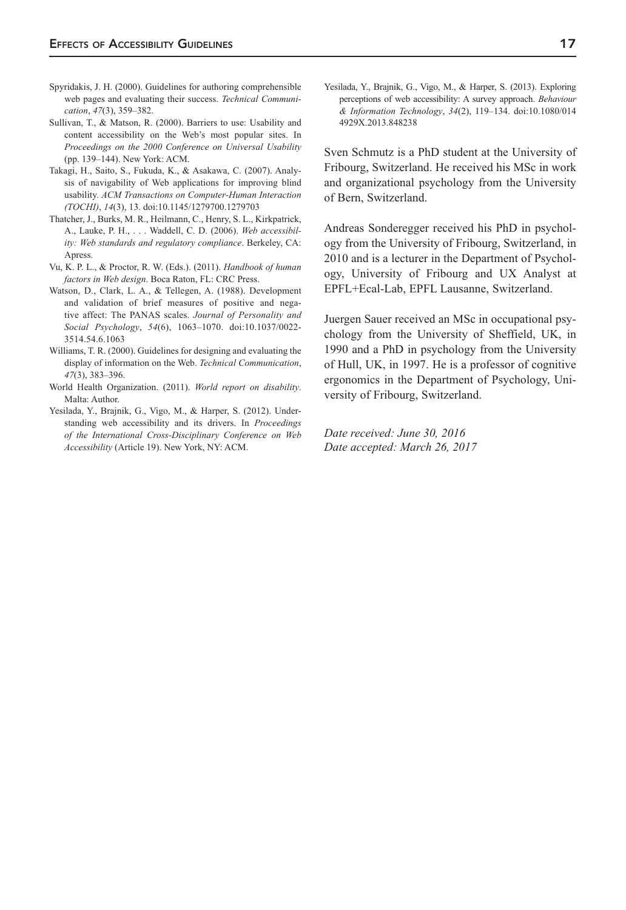Spyridakis, J. H. (2000). Guidelines for authoring comprehensible web pages and evaluating their success. *Technical Communication*, *47*(3), 359–382.

Sullivan, T., & Matson, R. (2000). Barriers to use: Usability and content accessibility on the Web's most popular sites. In *Proceedings on the 2000 Conference on Universal Usability* (pp. 139–144). New York: ACM.

Takagi, H., Saito, S., Fukuda, K., & Asakawa, C. (2007). Analysis of navigability of Web applications for improving blind usability. *ACM Transactions on Computer-Human Interaction (TOCHI)*, *14*(3), 13. doi:10.1145/1279700.1279703

Thatcher, J., Burks, M. R., Heilmann, C., Henry, S. L., Kirkpatrick, A., Lauke, P. H., . . . Waddell, C. D. (2006). *Web accessibility: Web standards and regulatory compliance*. Berkeley, CA: Apress.

Vu, K. P. L., & Proctor, R. W. (Eds.). (2011). *Handbook of human factors in Web design*. Boca Raton, FL: CRC Press.

Watson, D., Clark, L. A., & Tellegen, A. (1988). Development and validation of brief measures of positive and negative affect: The PANAS scales. *Journal of Personality and Social Psychology*, *54*(6), 1063–1070. doi:10.1037/0022-3514.54.6.1063

Williams, T. R. (2000). Guidelines for designing and evaluating the display of information on the Web. *Technical Communication*, *47*(3), 383–396.

World Health Organization. (2011). *World report on disability*. Malta: Author.

Yesilada, Y., Brajnik, G., Vigo, M., & Harper, S. (2012). Understanding web accessibility and its drivers. In *Proceedings of the International Cross-Disciplinary Conference on Web Accessibility* (Article 19). New York, NY: ACM.

Yesilada, Y., Brajnik, G., Vigo, M., & Harper, S. (2013). Exploring perceptions of web accessibility: A survey approach. *Behaviour & Information Technology*, *34*(2), 119–134. doi:10.1080/0144929X.2013.848238

Sven Schmutz is a PhD student at the University of Fribourg, Switzerland. He received his MSc in work and organizational psychology from the University of Bern, Switzerland.

Andreas Sonderegger received his PhD in psychology from the University of Fribourg, Switzerland, in 2010 and is a lecturer in the Department of Psychology, University of Fribourg and UX Analyst at EPFL+Ecal-Lab, EPFL Lausanne, Switzerland.

Juergen Sauer received an MSc in occupational psychology from the University of Sheffield, UK, in 1990 and a PhD in psychology from the University of Hull, UK, in 1997. He is a professor of cognitive ergonomics in the Department of Psychology, University of Fribourg, Switzerland.

*Date received: June 30, 2016*
*Date accepted: March 26, 2017*